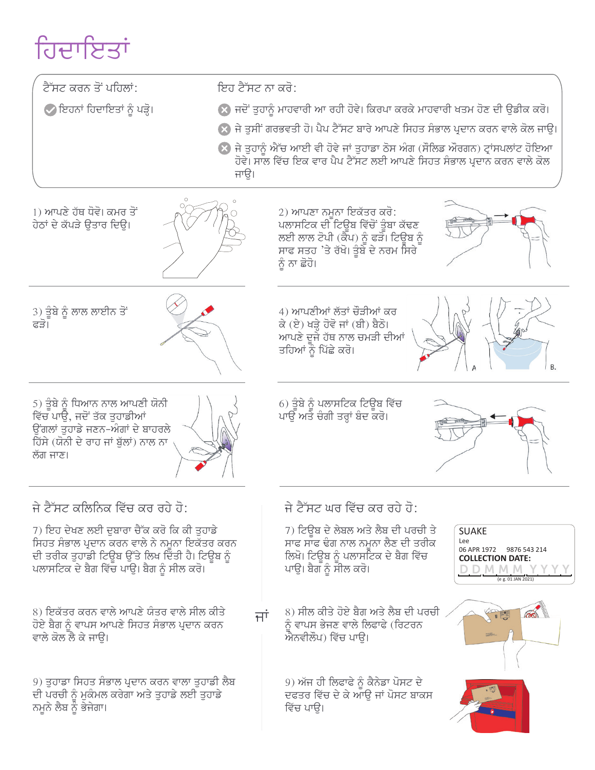# ਹਿਦਾਇਤਾਂ

**ਟੈੱਸਟ ਕਰਨ ਤੋਂ ਪਹਿਲਾਂ:**

- ✔ ਇਹਨਾਂ ਹਿਦਾਇਤਾਂ ਨੂੰ ਪੜ੍ਹੋ।

**ਇਹ ਟੈੱਸਟ ਨਾ ਕਰੋ:**

- ✖ ਜਦੋਂ ਤੁਹਾਨੂੰ ਮਾਹਵਾਰੀ ਆ ਰਹੀ ਹੋਵੇ। ਕਿਰਪਾ ਕਰਕੇ ਮਾਹਵਾਰੀ ਖ਼ਤਮ ਹੋਣ ਦੀ ਉਡੀਕ ਕਰੋ।
- ✖ ਜੇ ਤੁਸੀਂ ਗਰਭਵਤੀ ਹੋ। ਪੈਪ ਟੈੱਸਟ ਬਾਰੇ ਆਪਣੇ ਸਿਹਤ ਸੰਭਾਲ ਪ੍ਰਦਾਨ ਕਰਨ ਵਾਲੇ ਕੋਲ ਜਾਉ।
- ✖ ਜੇ ਤੁਹਾਨੂੰ ਐੱਚ ਆਈ ਵੀ ਹੋਵੇ ਜਾਂ ਤੁਹਾਡਾ ਠੋਸ ਅੰਗ (ਸੌਲਿਡ ਔਰਗਨ) ਟ੍ਰਾਂਸਪਲਾਂਟ ਹੋਇਆ ਹੋਵੇ। ਸਾਲ ਵਿੱਚ ਇਕ ਵਾਰ ਪੈਪ ਟੈੱਸਟ ਲਈ ਆਪਣੇ ਸਿਹਤ ਸੰਭਾਲ ਪ੍ਰਦਾਨ ਕਰਨ ਵਾਲੇ ਕੋਲ ਜਾਉ।

1) ਆਪਣੇ ਹੱਥ ਧੋਵੋ। ਕਮਰ ਤੋਂ ਹੇਠਾਂ ਦੇ ਕੱਪੜੇ ਉਤਾਰ ਦਿਉ।

2) ਆਪਣਾ ਨਮੂਨਾ ਇਕੱਤਰ ਕਰੋ: ਪਲਾਸਟਿਕ ਦੀ ਟਿਊਬ ਵਿੱਚੋਂ ਤੂੰਬਾ ਕੱਢਣ ਲਈ ਲਾਲ ਟੋਪੀ (ਕੈਪ) ਨੂੰ ਫੜੋ। ਟਿਊਬ ਨੂੰ ਸਾਫ ਸਤਹ 'ਤੇ ਰੱਖੋ। ਤੂੰਬੇ ਦੇ ਨਰਮ ਸਿਰੇ ਨੂੰ ਨਾ ਛੋਹੋ।

3) ਤੂੰਬੇ ਨੂੰ ਲਾਲ ਲਾਈਨ ਤੋਂ ਫੜੋ।

4) ਆਪਣੀਆਂ ਲੱਤਾਂ ਚੌੜੀਆਂ ਕਰ ਕੇ (ੲੇ) ਖੜ੍ਹੇ ਹੋਵੋ ਜਾਂ (ਬੀ) ਬੈਠੋ। ਆਪਣੇ ਦੂਜੇ ਹੱਥ ਨਾਲ ਚਮੜੀ ਦੀਆਂ ਤਹਿਆਂ ਨੂੰ ਪਿੱਛੇ ਕਰੋ।

A B.

5) ਤੂੰਬੇ ਨੂੰ ਧਿਆਨ ਨਾਲ ਆਪਣੀ ਯੋਨੀ ਵਿੱਚ ਪਾਉ, ਜਦੋਂ ਤੱਕ ਤੁਹਾਡੀਆਂ ਉਂਗਲਾਂ ਤੁਹਾਡੇ ਜਣਨ-ਅੰਗਾਂ ਦੇ ਬਾਹਰਲੇ ਹਿੱਸੇ (ਯੋਨੀ ਦੇ ਰਾਹ ਜਾਂ ਬੁੱਲਾਂ) ਨਾਲ ਨਾ ਲੱਗ ਜਾਣ।

6) ਤੂੰਬੇ ਨੂੰ ਪਲਾਸਟਿਕ ਟਿਊਬ ਵਿੱਚ ਪਾਉ ਅਤੇ ਚੰਗੀ ਤਰ੍ਹਾਂ ਬੰਦ ਕਰੋ।

## ਜੇ ਟੈੱਸਟ ਕਲਿਨਿਕ ਵਿੱਚ ਕਰ ਰਹੇ ਹੋ:

7) ਇਹ ਦੇਖਣ ਲਈ ਦੁਬਾਰਾ ਚੈੱਕ ਕਰੋ ਕਿ ਕੀ ਤੁਹਾਡੇ ਸਿਹਤ ਸੰਭਾਲ ਪ੍ਰਦਾਨ ਕਰਨ ਵਾਲੇ ਨੇ ਨਮੂਨਾ ਇਕੱਤਰ ਕਰਨ ਦੀ ਤਰੀਕ ਤੁਹਾਡੀ ਟਿਊਬ ਉੱਤੇ ਲਿਖ ਦਿੱਤੀ ਹੈ। ਟਿਊਬ ਨੂੰ ਪਲਾਸਟਿਕ ਦੇ ਬੈਗ ਵਿੱਚ ਪਾਉ। ਬੈਗ ਨੂੰ ਸੀਲ ਕਰੋ।

8) ਇਕੱਤਰ ਕਰਨ ਵਾਲੇ ਆਪਣੇ ਯੰਤਰ ਵਾਲੇ ਸੀਲ ਕੀਤੇ ਹੋਏ ਬੈਗ ਨੂੰ ਵਾਪਸ ਆਪਣੇ ਸਿਹਤ ਸੰਭਾਲ ਪ੍ਰਦਾਨ ਕਰਨ ਵਾਲੇ ਕੋਲ ਲੈ ਕੇ ਜਾਉ।

9) ਤੁਹਾਡਾ ਸਿਹਤ ਸੰਭਾਲ ਪ੍ਰਦਾਨ ਕਰਨ ਵਾਲਾ ਤੁਹਾਡੀ ਲੈਬ ਦੀ ਪਰਚੀ ਨੂੰ ਮੁਕੰਮਲ ਕਰੇਗਾ ਅਤੇ ਤੁਹਾਡੇ ਲਈ ਤੁਹਾਡੇ ਨਮੂਨੇ ਲੈਬ ਨੂੰ ਭੇਜੇਗਾ।

**ਜਾਂ**

## ਜੇ ਟੈੱਸਟ ਘਰ ਵਿੱਚ ਕਰ ਰਹੇ ਹੋ:

7) ਟਿਊਬ ਦੇ ਲੇਬਲ ਅਤੇ ਲੈਬ ਦੀ ਪਰਚੀ ਤੇ ਸਾਫ ਸਾਫ ਢੰਗ ਨਾਲ ਨਮੂਨਾ ਲੈਣ ਦੀ ਤਰੀਕ ਲਿਖੋ। ਟਿਊਬ ਨੂੰ ਪਲਾਸਟਿਕ ਦੇ ਬੈਗ ਵਿੱਚ ਪਾਉ। ਬੈਗ ਨੂੰ ਸੀਲ ਕਰੋ।

SUAKE
Lee
06 APR 1972 9876 543 214
**COLLECTION DATE:**
D D M M M Y Y Y Y
(e.g. 01 JAN 2021)

8) ਸੀਲ ਕੀਤੇ ਹੋਏ ਬੈਗ ਅਤੇ ਲੈਬ ਦੀ ਪਰਚੀ ਨੂੰ ਵਾਪਸ ਭੇਜਣ ਵਾਲੇ ਲਿਫਾਫੇ (ਰਿਟਰਨ ਐਨਵੀਲੋਪ) ਵਿੱਚ ਪਾਉ।

9) ਅੱਜ ਹੀ ਲਿਫਾਫੇ ਨੂੰ ਕੈਨੇਡਾ ਪੋਸਟ ਦੇ ਦਫਤਰ ਵਿੱਚ ਦੇ ਕੇ ਆਉ ਜਾਂ ਪੋਸਟ ਬਾਕਸ ਵਿੱਚ ਪਾਉ।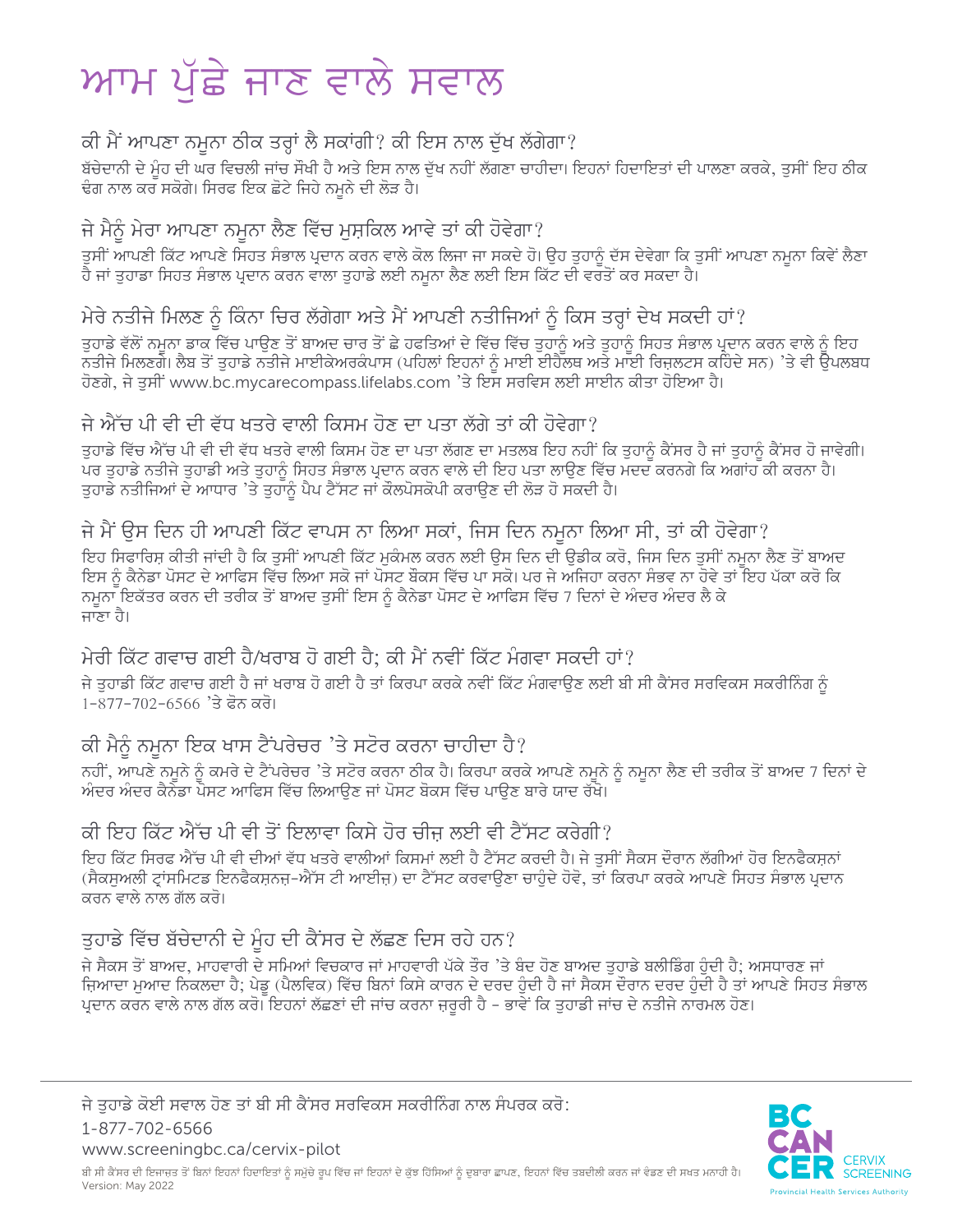# ਆਮ ਪੁੱਛੇ ਜਾਣ ਵਾਲੇ ਸਵਾਲ

## ਕੀ ਮੈਂ ਆਪਣਾ ਨਮੂਨਾ ਠੀਕ ਤਰ੍ਹਾਂ ਲੈ ਸਕਾਂਗੀ? ਕੀ ਇਸ ਨਾਲ ਦੁੱਖ ਲੱਗੇਗਾ?

ਬੱਚੇਦਾਨੀ ਦੇ ਮੂੰਹ ਦੀ ਘਰ ਵਿਚਲੀ ਜਾਂਚ ਸੌਖੀ ਹੈ ਅਤੇ ਇਸ ਨਾਲ ਦੁੱਖ ਨਹੀਂ ਲੱਗਣਾ ਚਾਹੀਦਾ। ਇਹਨਾਂ ਹਿਦਾਇਤਾਂ ਦੀ ਪਾਲਣਾ ਕਰਕੇ, ਤੁਸੀਂ ਇਹ ਠੀਕ ਢੰਗ ਨਾਲ ਕਰ ਸਕੋਗੇ। ਸਿਰਫ ਇਕ ਛੋਟੇ ਜਿਹੇ ਨਮੂਨੇ ਦੀ ਲੋੜ ਹੈ।

## ਜੇ ਮੈਨੂੰ ਮੇਰਾ ਆਪਣਾ ਨਮੂਨਾ ਲੈਣ ਵਿੱਚ ਮੁਸ਼ਕਿਲ ਆਵੇ ਤਾਂ ਕੀ ਹੋਵੇਗਾ?

ਤੁਸੀਂ ਆਪਣੀ ਕਿੱਟ ਆਪਣੇ ਸਿਹਤ ਸੰਭਾਲ ਪ੍ਰਦਾਨ ਕਰਨ ਵਾਲੇ ਕੋਲ ਲਿਜਾ ਜਾ ਸਕਦੇ ਹੋ। ਉਹ ਤੁਹਾਨੂੰ ਦੱਸ ਦੇਵੇਗਾ ਕਿ ਤੁਸੀਂ ਆਪਣਾ ਨਮੂਨਾ ਕਿਵੇਂ ਲੈਣਾ ਹੈ ਜਾਂ ਤੁਹਾਡਾ ਸਿਹਤ ਸੰਭਾਲ ਪ੍ਰਦਾਨ ਕਰਨ ਵਾਲਾ ਤੁਹਾਡੇ ਲਈ ਨਮੂਨਾ ਲੈਣ ਲਈ ਇਸ ਕਿੱਟ ਦੀ ਵਰਤੋਂ ਕਰ ਸਕਦਾ ਹੈ।

## ਮੇਰੇ ਨਤੀਜੇ ਮਿਲਣ ਨੂੰ ਕਿੰਨਾ ਚਿਰ ਲੱਗੇਗਾ ਅਤੇ ਮੈਂ ਆਪਣੀ ਨਤੀਜਿਆਂ ਨੂੰ ਕਿਸ ਤਰ੍ਹਾਂ ਦੇਖ ਸਕਦੀ ਹਾਂ?

ਤੁਹਾਡੇ ਵੱਲੋਂ ਨਮੂਨਾ ਡਾਕ ਵਿੱਚ ਪਾਉਣ ਤੋਂ ਬਾਅਦ ਚਾਰ ਤੋਂ ਛੇ ਹਫਤਿਆਂ ਦੇ ਵਿੱਚ ਵਿੱਚ ਤੁਹਾਨੂੰ ਅਤੇ ਤੁਹਾਨੂੰ ਸਿਹਤ ਸੰਭਾਲ ਪ੍ਰਦਾਨ ਕਰਨ ਵਾਲੇ ਨੂੰ ਇਹ ਨਤੀਜੇ ਮਿਲਣਗੇ। ਲੈਬ ਤੋਂ ਤੁਹਾਡੇ ਨਤੀਜੇ ਮਾਈਕੇਅਰਕੰਪਾਸ (ਪਹਿਲਾਂ ਇਹਨਾਂ ਨੂੰ ਮਾਈ ਈਹੈਲਥ ਅਤੇ ਮਾਈ ਰਿਜ਼ਲਟਸ ਕਹਿੰਦੇ ਸਨ) 'ਤੇ ਵੀ ਉਪਲਬਧ ਹੋਣਗੇ, ਜੇ ਤੁਸੀਂ www.bc.mycarecompass.lifelabs.com 'ਤੇ ਇਸ ਸਰਵਿਸ ਲਈ ਸਾਈਨ ਕੀਤਾ ਹੋਇਆ ਹੈ।

## ਜੇ ਐੱਚ ਪੀ ਵੀ ਦੀ ਵੱਧ ਖਤਰੇ ਵਾਲੀ ਕਿਸਮ ਹੋਣ ਦਾ ਪਤਾ ਲੱਗੇ ਤਾਂ ਕੀ ਹੋਵੇਗਾ?

ਤੁਹਾਡੇ ਵਿੱਚ ਐੱਚ ਪੀ ਵੀ ਦੀ ਵੱਧ ਖਤਰੇ ਵਾਲੀ ਕਿਸਮ ਹੋਣ ਦਾ ਪਤਾ ਲੱਗਣ ਦਾ ਮਤਲਬ ਇਹ ਨਹੀਂ ਕਿ ਤੁਹਾਨੂੰ ਕੈਂਸਰ ਹੈ ਜਾਂ ਤੁਹਾਨੂੰ ਕੈਂਸਰ ਹੋ ਜਾਵੇਗੀ। ਪਰ ਤੁਹਾਡੇ ਨਤੀਜੇ ਤੁਹਾਡੀ ਅਤੇ ਤੁਹਾਨੂੰ ਸਿਹਤ ਸੰਭਾਲ ਪ੍ਰਦਾਨ ਕਰਨ ਵਾਲੇ ਦੀ ਇਹ ਪਤਾ ਲਾਉਣ ਵਿੱਚ ਮਦਦ ਕਰਨਗੇ ਕਿ ਅਗਾਂਹ ਕੀ ਕਰਨਾ ਹੈ। ਤੁਹਾਡੇ ਨਤੀਜਿਆਂ ਦੇ ਆਧਾਰ 'ਤੇ ਤੁਹਾਨੂੰ ਪੈਪ ਟੈੱਸਟ ਜਾਂ ਕੋਲਪੋਸਕੋਪੀ ਕਰਾਉਣ ਦੀ ਲੋੜ ਹੋ ਸਕਦੀ ਹੈ।

## ਜੇ ਮੈਂ ਉਸ ਦਿਨ ਹੀ ਆਪਣੀ ਕਿੱਟ ਵਾਪਸ ਨਾ ਲਿਆ ਸਕਾਂ, ਜਿਸ ਦਿਨ ਨਮੂਨਾ ਲਿਆ ਸੀ, ਤਾਂ ਕੀ ਹੋਵੇਗਾ?

ਇਹ ਸਿਫਾਰਿਸ਼ ਕੀਤੀ ਜਾਂਦੀ ਹੈ ਕਿ ਤੁਸੀਂ ਆਪਣੀ ਕਿੱਟ ਮੁਕੰਮਲ ਕਰਨ ਲਈ ਉਸ ਦਿਨ ਦੀ ਉਡੀਕ ਕਰੋ, ਜਿਸ ਦਿਨ ਤੁਸੀਂ ਨਮੂਨਾ ਲੈਣ ਤੋਂ ਬਾਅਦ ਇਸ ਨੂੰ ਕੈਨੇਡਾ ਪੋਸਟ ਦੇ ਆਫਿਸ ਵਿੱਚ ਲਿਆ ਸਕੋ ਜਾਂ ਪੋਸਟ ਬੌਕਸ ਵਿੱਚ ਪਾ ਸਕੋ। ਪਰ ਜੇ ਅਜਿਹਾ ਕਰਨਾ ਸੰਭਵ ਨਾ ਹੋਵੇ ਤਾਂ ਇਹ ਪੱਕਾ ਕਰੋ ਕਿ ਨਮੂਨਾ ਇਕੱਤਰ ਕਰਨ ਦੀ ਤਰੀਕ ਤੋਂ ਬਾਅਦ ਤੁਸੀਂ ਇਸ ਨੂੰ ਕੈਨੇਡਾ ਪੋਸਟ ਦੇ ਆਫਿਸ ਵਿੱਚ 7 ਦਿਨਾਂ ਦੇ ਅੰਦਰ ਅੰਦਰ ਲੈ ਕੇ ਜਾਣਾ ਹੈ।

## ਮੇਰੀ ਕਿੱਟ ਗਵਾਚ ਗਈ ਹੈ/ਖਰਾਬ ਹੋ ਗਈ ਹੈ; ਕੀ ਮੈਂ ਨਵੀਂ ਕਿੱਟ ਮੰਗਵਾ ਸਕਦੀ ਹਾਂ?

ਜੇ ਤੁਹਾਡੀ ਕਿੱਟ ਗਵਾਚ ਗਈ ਹੈ ਜਾਂ ਖਰਾਬ ਹੋ ਗਈ ਹੈ ਤਾਂ ਕਿਰਪਾ ਕਰਕੇ ਨਵੀਂ ਕਿੱਟ ਮੰਗਵਾਉਣ ਲਈ ਬੀ ਸੀ ਕੈਂਸਰ ਸਰਵਿਕਸ ਸਕਰੀਨਿੰਗ ਨੂੰ 1-877-702-6566 'ਤੇ ਫੋਨ ਕਰੋ।

## ਕੀ ਮੈਨੂੰ ਨਮੂਨਾ ਇਕ ਖਾਸ ਟੈਂਪਰੇਚਰ 'ਤੇ ਸਟੋਰ ਕਰਨਾ ਚਾਹੀਦਾ ਹੈ?

ਨਹੀਂ, ਆਪਣੇ ਨਮੂਨੇ ਨੂੰ ਕਮਰੇ ਦੇ ਟੈਂਪਰੇਚਰ 'ਤੇ ਸਟੋਰ ਕਰਨਾ ਠੀਕ ਹੈ। ਕਿਰਪਾ ਕਰਕੇ ਆਪਣੇ ਨਮੂਨੇ ਨੂੰ ਨਮੂਨਾ ਲੈਣ ਦੀ ਤਰੀਕ ਤੋਂ ਬਾਅਦ 7 ਦਿਨਾਂ ਦੇ ਅੰਦਰ ਅੰਦਰ ਕੈਨੇਡਾ ਪੋਸਟ ਆਫਿਸ ਵਿੱਚ ਲਿਆਉਣ ਜਾਂ ਪੋਸਟ ਬੌਕਸ ਵਿੱਚ ਪਾਉਣ ਬਾਰੇ ਯਾਦ ਰੱਖੋ।

## ਕੀ ਇਹ ਕਿੱਟ ਐੱਚ ਪੀ ਵੀ ਤੋਂ ਇਲਾਵਾ ਕਿਸੇ ਹੋਰ ਚੀਜ਼ ਲਈ ਵੀ ਟੈੱਸਟ ਕਰੇਗੀ?

ਇਹ ਕਿੱਟ ਸਿਰਫ ਐੱਚ ਪੀ ਵੀ ਦੀਆਂ ਵੱਧ ਖਤਰੇ ਵਾਲੀਆਂ ਕਿਸਮਾਂ ਲਈ ਹੀ ਟੈੱਸਟ ਕਰਦੀ ਹੈ। ਜੇ ਤੁਸੀਂ ਸੈਕਸ ਦੌਰਾਨ ਲੱਗੀਆਂ ਹੋਰ ਇਨਫੈਕਸ਼ਨਾਂ (ਸੈਕਸੁਅਲੀ ਟ੍ਰਾਂਸਮਿਟਡ ਇਨਫੈਕਸ਼ਨਜ਼-ਐੱਸ ਟੀ ਆਈਜ਼) ਦਾ ਟੈੱਸਟ ਕਰਵਾਉਣਾ ਚਾਹੁੰਦੇ ਹੋਵੋ, ਤਾਂ ਕਿਰਪਾ ਕਰਕੇ ਆਪਣੇ ਸਿਹਤ ਸੰਭਾਲ ਪ੍ਰਦਾਨ ਕਰਨ ਵਾਲੇ ਨਾਲ ਗੱਲ ਕਰੋ।

## ਤੁਹਾਡੇ ਵਿੱਚ ਬੱਚੇਦਾਨੀ ਦੇ ਮੂੰਹ ਦੀ ਕੈਂਸਰ ਦੇ ਲੱਛਣ ਦਿਸ ਰਹੇ ਹਨ?

ਜੇ ਸੈਕਸ ਤੋਂ ਬਾਅਦ, ਮਾਹਵਾਰੀ ਦੇ ਸਮਿਆਂ ਵਿਚਕਾਰ ਜਾਂ ਮਾਹਵਾਰੀ ਪੱਕੇ ਤੌਰ 'ਤੇ ਬੰਦ ਹੋਣ ਬਾਅਦ ਤੁਹਾਡੇ ਬਲੀਡਿੰਗ ਹੁੰਦੀ ਹੈ; ਅਸਧਾਰਣ ਜਾਂ ਜ਼ਿਆਦਾ ਮੁਆਦ ਨਿਕਲਦਾ ਹੈ; ਪੇਡੂ (ਪੈਲਵਿਕ) ਵਿੱਚ ਬਿਨਾਂ ਕਿਸੇ ਕਾਰਨ ਦੇ ਦਰਦ ਹੁੰਦੀ ਹੈ ਜਾਂ ਸੈਕਸ ਦੌਰਾਨ ਦਰਦ ਹੁੰਦੀ ਹੈ ਤਾਂ ਆਪਣੇ ਸਿਹਤ ਸੰਭਾਲ ਪ੍ਰਦਾਨ ਕਰਨ ਵਾਲੇ ਨਾਲ ਗੱਲ ਕਰੋ। ਇਹਨਾਂ ਲੱਛਣਾਂ ਦੀ ਜਾਂਚ ਕਰਨਾ ਜ਼ਰੂਰੀ ਹੈ - ਭਾਵੇਂ ਕਿ ਤੁਹਾਡੀ ਜਾਂਚ ਦੇ ਨਤੀਜੇ ਨਾਰਮਲ ਹੋਣ।

---

ਜੇ ਤੁਹਾਡੇ ਕੋਈ ਸਵਾਲ ਹੋਣ ਤਾਂ ਬੀ ਸੀ ਕੈਂਸਰ ਸਰਵਿਕਸ ਸਕਰੀਨਿੰਗ ਨਾਲ ਸੰਪਰਕ ਕਰੋ:

1-877-702-6566

www.screeningbc.ca/cervix-pilot

ਬੀ ਸੀ ਕੈਂਸਰ ਦੀ ਇਜਾਜ਼ਤ ਤੋਂ ਬਿਨਾਂ ਇਹਨਾਂ ਹਿਦਾਇਤਾਂ ਨੂੰ ਸਮੁੱਚੇ ਰੂਪ ਵਿੱਚ ਜਾਂ ਇਹਨਾਂ ਦੇ ਕੁੱਝ ਹਿੱਸਿਆਂ ਨੂੰ ਦੁਬਾਰਾ ਛਾਪਣ, ਇਹਨਾਂ ਵਿੱਚ ਤਬਦੀਲੀ ਕਰਨ ਜਾਂ ਵੰਡਣ ਦੀ ਸਖਤ ਮਨਾਹੀ ਹੈ।

Version: May 2022

BC CANCER CERVIX SCREENING

Provincial Health Services Authority